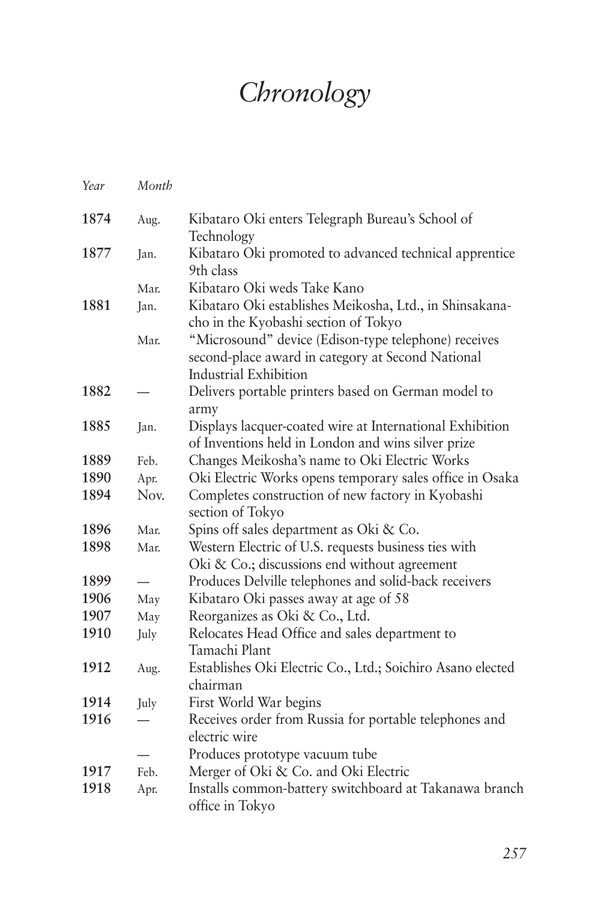# *Chronology*

| *Year* | *Month* | |
|---|---|---|
| **1874** | Aug. | Kibataro Oki enters Telegraph Bureau's School of Technology |
| **1877** | Jan. | Kibataro Oki promoted to advanced technical apprentice 9th class |
| | Mar. | Kibataro Oki weds Take Kano |
| **1881** | Jan. | Kibataro Oki establishes Meikosha, Ltd., in Shinsakana-cho in the Kyobashi section of Tokyo |
| | Mar. | "Microsound" device (Edison-type telephone) receives second-place award in category at Second National Industrial Exhibition |
| **1882** | — | Delivers portable printers based on German model to army |
| **1885** | Jan. | Displays lacquer-coated wire at International Exhibition of Inventions held in London and wins silver prize |
| **1889** | Feb. | Changes Meikosha's name to Oki Electric Works |
| **1890** | Apr. | Oki Electric Works opens temporary sales office in Osaka |
| **1894** | Nov. | Completes construction of new factory in Kyobashi section of Tokyo |
| **1896** | Mar. | Spins off sales department as Oki & Co. |
| **1898** | Mar. | Western Electric of U.S. requests business ties with Oki & Co.; discussions end without agreement |
| **1899** | — | Produces Delville telephones and solid-back receivers |
| **1906** | May | Kibataro Oki passes away at age of 58 |
| **1907** | May | Reorganizes as Oki & Co., Ltd. |
| **1910** | July | Relocates Head Office and sales department to Tamachi Plant |
| **1912** | Aug. | Establishes Oki Electric Co., Ltd.; Soichiro Asano elected chairman |
| **1914** | July | First World War begins |
| **1916** | — | Receives order from Russia for portable telephones and electric wire |
| | — | Produces prototype vacuum tube |
| **1917** | Feb. | Merger of Oki & Co. and Oki Electric |
| **1918** | Apr. | Installs common-battery switchboard at Takanawa branch office in Tokyo |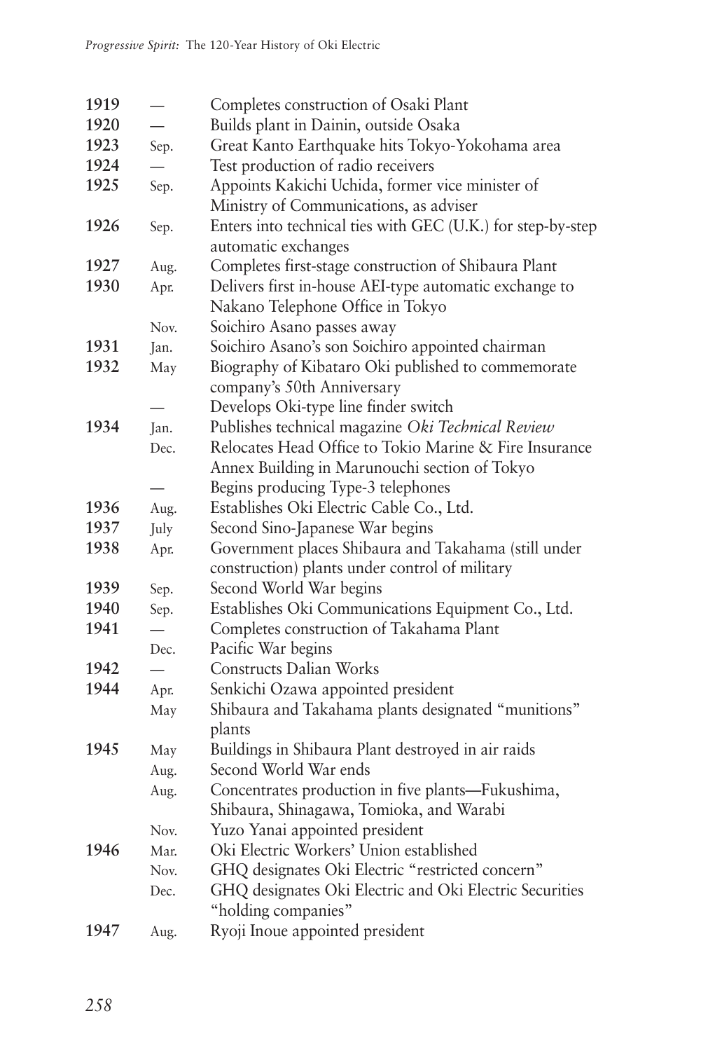| | | |
|---|---|---|
| **1919** | — | Completes construction of Osaki Plant |
| **1920** | — | Builds plant in Dainin, outside Osaka |
| **1923** | Sep. | Great Kanto Earthquake hits Tokyo-Yokohama area |
| **1924** | — | Test production of radio receivers |
| **1925** | Sep. | Appoints Kakichi Uchida, former vice minister of Ministry of Communications, as adviser |
| **1926** | Sep. | Enters into technical ties with GEC (U.K.) for step-by-step automatic exchanges |
| **1927** | Aug. | Completes first-stage construction of Shibaura Plant |
| **1930** | Apr. | Delivers first in-house AEI-type automatic exchange to Nakano Telephone Office in Tokyo |
| | Nov. | Soichiro Asano passes away |
| **1931** | Jan. | Soichiro Asano's son Soichiro appointed chairman |
| **1932** | May | Biography of Kibataro Oki published to commemorate company's 50th Anniversary |
| | — | Develops Oki-type line finder switch |
| **1934** | Jan. | Publishes technical magazine *Oki Technical Review* |
| | Dec. | Relocates Head Office to Tokio Marine & Fire Insurance Annex Building in Marunouchi section of Tokyo |
| | — | Begins producing Type-3 telephones |
| **1936** | Aug. | Establishes Oki Electric Cable Co., Ltd. |
| **1937** | July | Second Sino-Japanese War begins |
| **1938** | Apr. | Government places Shibaura and Takahama (still under construction) plants under control of military |
| **1939** | Sep. | Second World War begins |
| **1940** | Sep. | Establishes Oki Communications Equipment Co., Ltd. |
| **1941** | — | Completes construction of Takahama Plant |
| | Dec. | Pacific War begins |
| **1942** | — | Constructs Dalian Works |
| **1944** | Apr. | Senkichi Ozawa appointed president |
| | May | Shibaura and Takahama plants designated "munitions" plants |
| **1945** | May | Buildings in Shibaura Plant destroyed in air raids |
| | Aug. | Second World War ends |
| | Aug. | Concentrates production in five plants—Fukushima, Shibaura, Shinagawa, Tomioka, and Warabi |
| | Nov. | Yuzo Yanai appointed president |
| **1946** | Mar. | Oki Electric Workers' Union established |
| | Nov. | GHQ designates Oki Electric "restricted concern" |
| | Dec. | GHQ designates Oki Electric and Oki Electric Securities "holding companies" |
| **1947** | Aug. | Ryoji Inoue appointed president |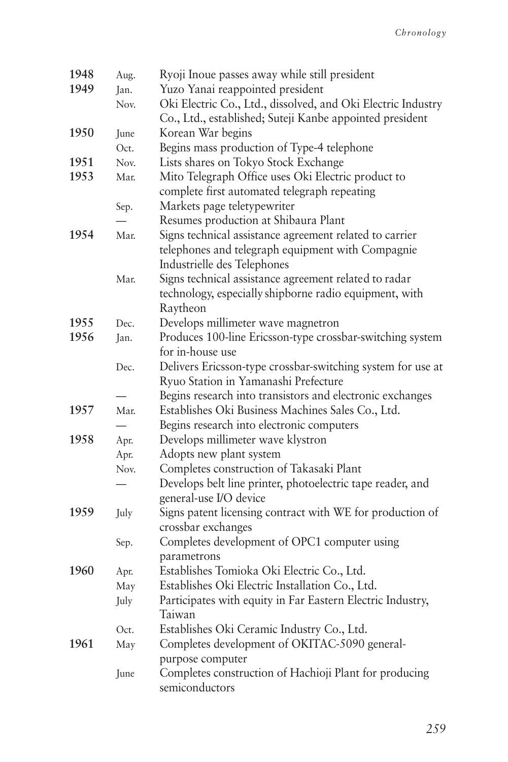| | | |
|---|---|---|
| **1948** | Aug. | Ryoji Inoue passes away while still president |
| **1949** | Jan. | Yuzo Yanai reappointed president |
| | Nov. | Oki Electric Co., Ltd., dissolved, and Oki Electric Industry Co., Ltd., established; Suteji Kanbe appointed president |
| **1950** | June | Korean War begins |
| | Oct. | Begins mass production of Type-4 telephone |
| **1951** | Nov. | Lists shares on Tokyo Stock Exchange |
| **1953** | Mar. | Mito Telegraph Office uses Oki Electric product to complete first automated telegraph repeating |
| | Sep. | Markets page teletypewriter |
| | — | Resumes production at Shibaura Plant |
| **1954** | Mar. | Signs technical assistance agreement related to carrier telephones and telegraph equipment with Compagnie Industrielle des Telephones |
| | Mar. | Signs technical assistance agreement related to radar technology, especially shipborne radio equipment, with Raytheon |
| **1955** | Dec. | Develops millimeter wave magnetron |
| **1956** | Jan. | Produces 100-line Ericsson-type crossbar-switching system for in-house use |
| | Dec. | Delivers Ericsson-type crossbar-switching system for use at Ryuo Station in Yamanashi Prefecture |
| | — | Begins research into transistors and electronic exchanges |
| **1957** | Mar. | Establishes Oki Business Machines Sales Co., Ltd. |
| | — | Begins research into electronic computers |
| **1958** | Apr. | Develops millimeter wave klystron |
| | Apr. | Adopts new plant system |
| | Nov. | Completes construction of Takasaki Plant |
| | — | Develops belt line printer, photoelectric tape reader, and general-use I/O device |
| **1959** | July | Signs patent licensing contract with WE for production of crossbar exchanges |
| | Sep. | Completes development of OPC1 computer using parametrons |
| **1960** | Apr. | Establishes Tomioka Oki Electric Co., Ltd. |
| | May | Establishes Oki Electric Installation Co., Ltd. |
| | July | Participates with equity in Far Eastern Electric Industry, Taiwan |
| | Oct. | Establishes Oki Ceramic Industry Co., Ltd. |
| **1961** | May | Completes development of OKITAC-5090 general-purpose computer |
| | June | Completes construction of Hachioji Plant for producing semiconductors |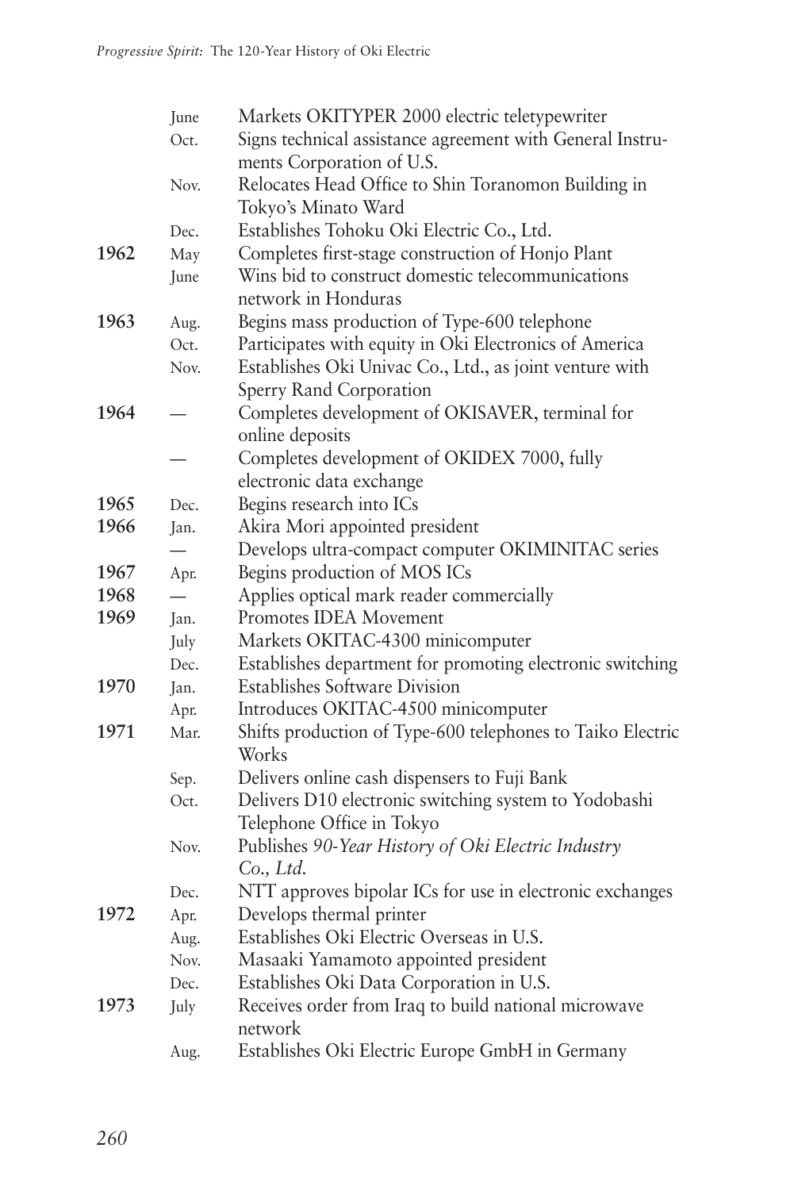| | | |
|---|---|---|
| | June | Markets OKITYPER 2000 electric teletypewriter |
| | Oct. | Signs technical assistance agreement with General Instruments Corporation of U.S. |
| | Nov. | Relocates Head Office to Shin Toranomon Building in Tokyo's Minato Ward |
| | Dec. | Establishes Tohoku Oki Electric Co., Ltd. |
| **1962** | May | Completes first-stage construction of Honjo Plant |
| | June | Wins bid to construct domestic telecommunications network in Honduras |
| **1963** | Aug. | Begins mass production of Type-600 telephone |
| | Oct. | Participates with equity in Oki Electronics of America |
| | Nov. | Establishes Oki Univac Co., Ltd., as joint venture with Sperry Rand Corporation |
| **1964** | — | Completes development of OKISAVER, terminal for online deposits |
| | — | Completes development of OKIDEX 7000, fully electronic data exchange |
| **1965** | Dec. | Begins research into ICs |
| **1966** | Jan. | Akira Mori appointed president |
| | — | Develops ultra-compact computer OKIMINITAC series |
| **1967** | Apr. | Begins production of MOS ICs |
| **1968** | — | Applies optical mark reader commercially |
| **1969** | Jan. | Promotes IDEA Movement |
| | July | Markets OKITAC-4300 minicomputer |
| | Dec. | Establishes department for promoting electronic switching |
| **1970** | Jan. | Establishes Software Division |
| | Apr. | Introduces OKITAC-4500 minicomputer |
| **1971** | Mar. | Shifts production of Type-600 telephones to Taiko Electric Works |
| | Sep. | Delivers online cash dispensers to Fuji Bank |
| | Oct. | Delivers D10 electronic switching system to Yodobashi Telephone Office in Tokyo |
| | Nov. | Publishes *90-Year History of Oki Electric Industry Co., Ltd.* |
| | Dec. | NTT approves bipolar ICs for use in electronic exchanges |
| **1972** | Apr. | Develops thermal printer |
| | Aug. | Establishes Oki Electric Overseas in U.S. |
| | Nov. | Masaaki Yamamoto appointed president |
| | Dec. | Establishes Oki Data Corporation in U.S. |
| **1973** | July | Receives order from Iraq to build national microwave network |
| | Aug. | Establishes Oki Electric Europe GmbH in Germany |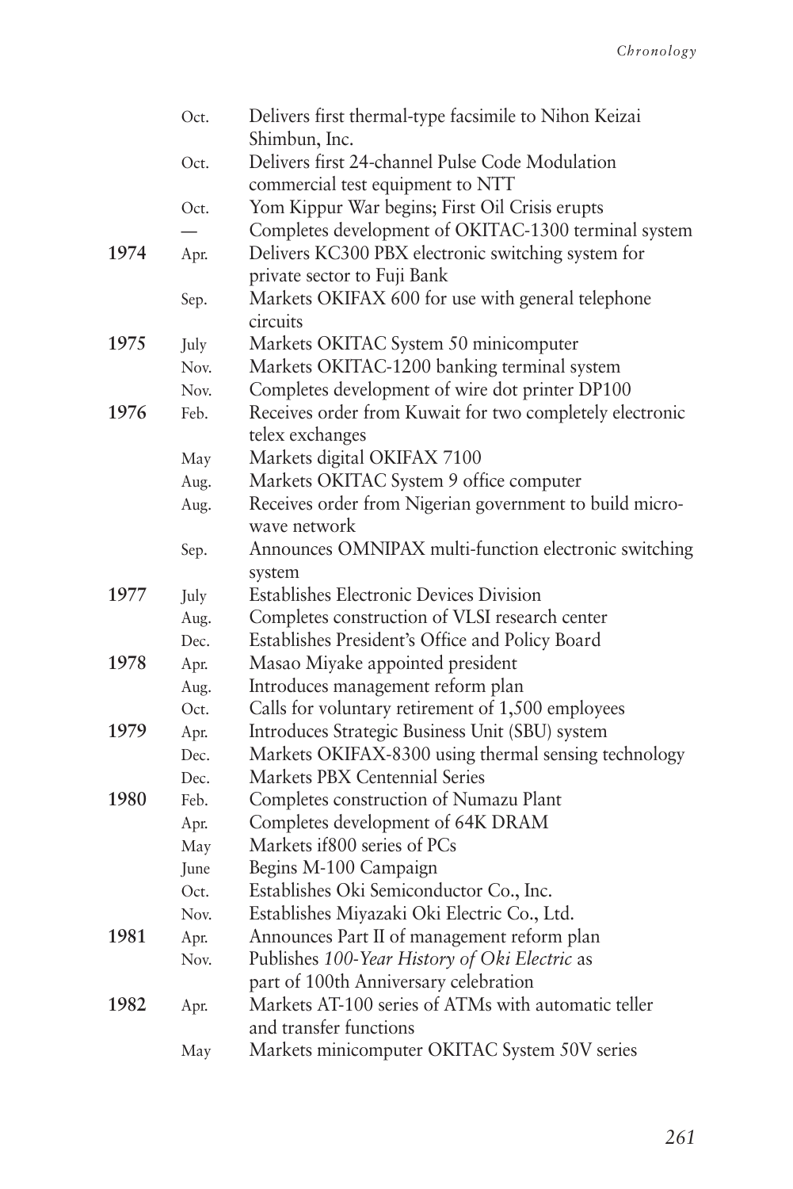| | | |
|---|---|---|
| | Oct. | Delivers first thermal-type facsimile to Nihon Keizai Shimbun, Inc. |
| | Oct. | Delivers first 24-channel Pulse Code Modulation commercial test equipment to NTT |
| | Oct. | Yom Kippur War begins; First Oil Crisis erupts |
| | — | Completes development of OKITAC-1300 terminal system |
| **1974** | Apr. | Delivers KC300 PBX electronic switching system for private sector to Fuji Bank |
| | Sep. | Markets OKIFAX 600 for use with general telephone circuits |
| **1975** | July | Markets OKITAC System 50 minicomputer |
| | Nov. | Markets OKITAC-1200 banking terminal system |
| | Nov. | Completes development of wire dot printer DP100 |
| **1976** | Feb. | Receives order from Kuwait for two completely electronic telex exchanges |
| | May | Markets digital OKIFAX 7100 |
| | Aug. | Markets OKITAC System 9 office computer |
| | Aug. | Receives order from Nigerian government to build microwave network |
| | Sep. | Announces OMNIPAX multi-function electronic switching system |
| **1977** | July | Establishes Electronic Devices Division |
| | Aug. | Completes construction of VLSI research center |
| | Dec. | Establishes President's Office and Policy Board |
| **1978** | Apr. | Masao Miyake appointed president |
| | Aug. | Introduces management reform plan |
| | Oct. | Calls for voluntary retirement of 1,500 employees |
| **1979** | Apr. | Introduces Strategic Business Unit (SBU) system |
| | Dec. | Markets OKIFAX-8300 using thermal sensing technology |
| | Dec. | Markets PBX Centennial Series |
| **1980** | Feb. | Completes construction of Numazu Plant |
| | Apr. | Completes development of 64K DRAM |
| | May | Markets if800 series of PCs |
| | June | Begins M-100 Campaign |
| | Oct. | Establishes Oki Semiconductor Co., Inc. |
| | Nov. | Establishes Miyazaki Oki Electric Co., Ltd. |
| **1981** | Apr. | Announces Part II of management reform plan |
| | Nov. | Publishes *100-Year History of Oki Electric* as part of 100th Anniversary celebration |
| **1982** | Apr. | Markets AT-100 series of ATMs with automatic teller and transfer functions |
| | May | Markets minicomputer OKITAC System 50V series |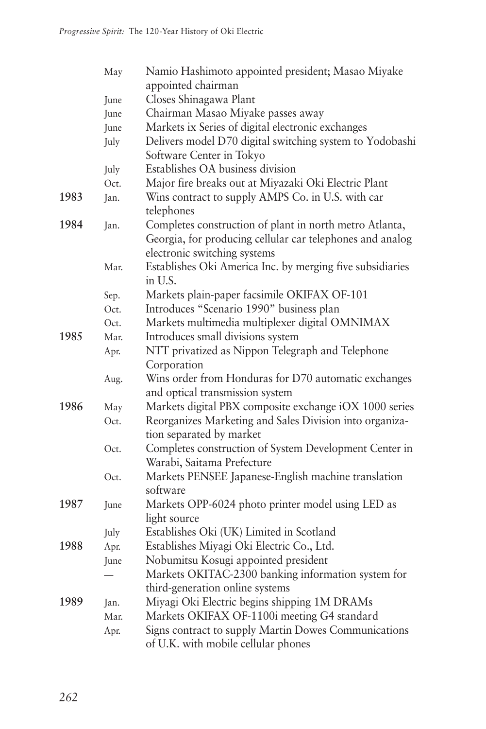| | | |
|---|---|---|
| | May | Namio Hashimoto appointed president; Masao Miyake appointed chairman |
| | June | Closes Shinagawa Plant |
| | June | Chairman Masao Miyake passes away |
| | June | Markets ix Series of digital electronic exchanges |
| | July | Delivers model D70 digital switching system to Yodobashi Software Center in Tokyo |
| | July | Establishes OA business division |
| | Oct. | Major fire breaks out at Miyazaki Oki Electric Plant |
| **1983** | Jan. | Wins contract to supply AMPS Co. in U.S. with car telephones |
| **1984** | Jan. | Completes construction of plant in north metro Atlanta, Georgia, for producing cellular car telephones and analog electronic switching systems |
| | Mar. | Establishes Oki America Inc. by merging five subsidiaries in U.S. |
| | Sep. | Markets plain-paper facsimile OKIFAX OF-101 |
| | Oct. | Introduces "Scenario 1990" business plan |
| | Oct. | Markets multimedia multiplexer digital OMNIMAX |
| **1985** | Mar. | Introduces small divisions system |
| | Apr. | NTT privatized as Nippon Telegraph and Telephone Corporation |
| | Aug. | Wins order from Honduras for D70 automatic exchanges and optical transmission system |
| **1986** | May | Markets digital PBX composite exchange iOX 1000 series |
| | Oct. | Reorganizes Marketing and Sales Division into organization separated by market |
| | Oct. | Completes construction of System Development Center in Warabi, Saitama Prefecture |
| | Oct. | Markets PENSEE Japanese-English machine translation software |
| **1987** | June | Markets OPP-6024 photo printer model using LED as light source |
| | July | Establishes Oki (UK) Limited in Scotland |
| **1988** | Apr. | Establishes Miyagi Oki Electric Co., Ltd. |
| | June | Nobumitsu Kosugi appointed president |
| | — | Markets OKITAC-2300 banking information system for third-generation online systems |
| **1989** | Jan. | Miyagi Oki Electric begins shipping 1M DRAMs |
| | Mar. | Markets OKIFAX OF-1100i meeting G4 standard |
| | Apr. | Signs contract to supply Martin Dowes Communications of U.K. with mobile cellular phones |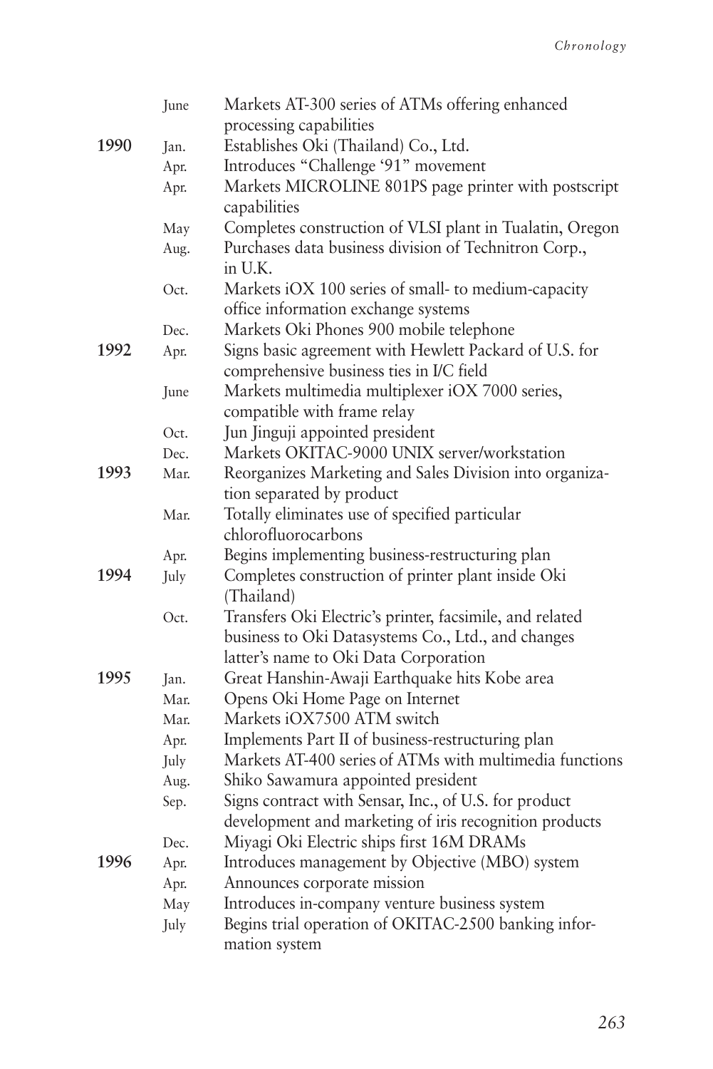| | | |
|---|---|---|
| | June | Markets AT-300 series of ATMs offering enhanced processing capabilities |
| **1990** | Jan. | Establishes Oki (Thailand) Co., Ltd. |
| | Apr. | Introduces "Challenge '91" movement |
| | Apr. | Markets MICROLINE 801PS page printer with postscript capabilities |
| | May | Completes construction of VLSI plant in Tualatin, Oregon |
| | Aug. | Purchases data business division of Technitron Corp., in U.K. |
| | Oct. | Markets iOX 100 series of small- to medium-capacity office information exchange systems |
| | Dec. | Markets Oki Phones 900 mobile telephone |
| **1992** | Apr. | Signs basic agreement with Hewlett Packard of U.S. for comprehensive business ties in I/C field |
| | June | Markets multimedia multiplexer iOX 7000 series, compatible with frame relay |
| | Oct. | Jun Jinguji appointed president |
| | Dec. | Markets OKITAC-9000 UNIX server/workstation |
| **1993** | Mar. | Reorganizes Marketing and Sales Division into organization separated by product |
| | Mar. | Totally eliminates use of specified particular chlorofluorocarbons |
| | Apr. | Begins implementing business-restructuring plan |
| **1994** | July | Completes construction of printer plant inside Oki (Thailand) |
| | Oct. | Transfers Oki Electric's printer, facsimile, and related business to Oki Datasystems Co., Ltd., and changes latter's name to Oki Data Corporation |
| **1995** | Jan. | Great Hanshin-Awaji Earthquake hits Kobe area |
| | Mar. | Opens Oki Home Page on Internet |
| | Mar. | Markets iOX7500 ATM switch |
| | Apr. | Implements Part II of business-restructuring plan |
| | July | Markets AT-400 series of ATMs with multimedia functions |
| | Aug. | Shiko Sawamura appointed president |
| | Sep. | Signs contract with Sensar, Inc., of U.S. for product development and marketing of iris recognition products |
| | Dec. | Miyagi Oki Electric ships first 16M DRAMs |
| **1996** | Apr. | Introduces management by Objective (MBO) system |
| | Apr. | Announces corporate mission |
| | May | Introduces in-company venture business system |
| | July | Begins trial operation of OKITAC-2500 banking information system |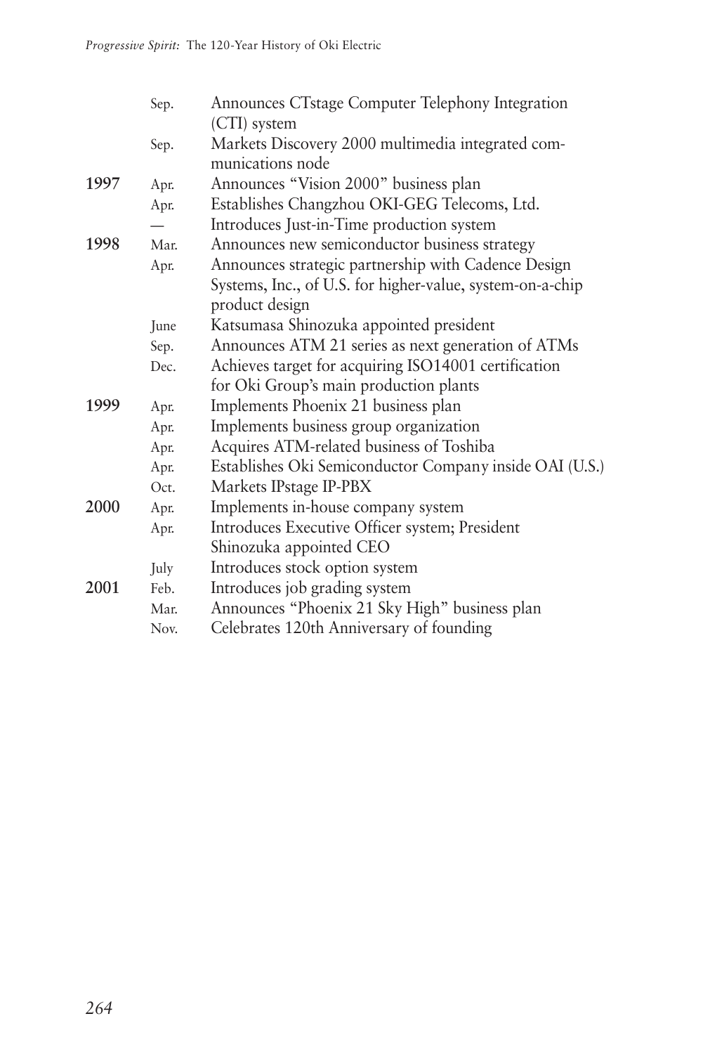| | | |
|---|---|---|
| | Sep. | Announces CTstage Computer Telephony Integration (CTI) system |
| | Sep. | Markets Discovery 2000 multimedia integrated communications node |
| **1997** | Apr. | Announces "Vision 2000" business plan |
| | Apr. | Establishes Changzhou OKI-GEG Telecoms, Ltd. |
| | — | Introduces Just-in-Time production system |
| **1998** | Mar. | Announces new semiconductor business strategy |
| | Apr. | Announces strategic partnership with Cadence Design Systems, Inc., of U.S. for higher-value, system-on-a-chip product design |
| | June | Katsumasa Shinozuka appointed president |
| | Sep. | Announces ATM 21 series as next generation of ATMs |
| | Dec. | Achieves target for acquiring ISO14001 certification for Oki Group's main production plants |
| **1999** | Apr. | Implements Phoenix 21 business plan |
| | Apr. | Implements business group organization |
| | Apr. | Acquires ATM-related business of Toshiba |
| | Apr. | Establishes Oki Semiconductor Company inside OAI (U.S.) |
| | Oct. | Markets IPstage IP-PBX |
| **2000** | Apr. | Implements in-house company system |
| | Apr. | Introduces Executive Officer system; President Shinozuka appointed CEO |
| | July | Introduces stock option system |
| **2001** | Feb. | Introduces job grading system |
| | Mar. | Announces "Phoenix 21 Sky High" business plan |
| | Nov. | Celebrates 120th Anniversary of founding |